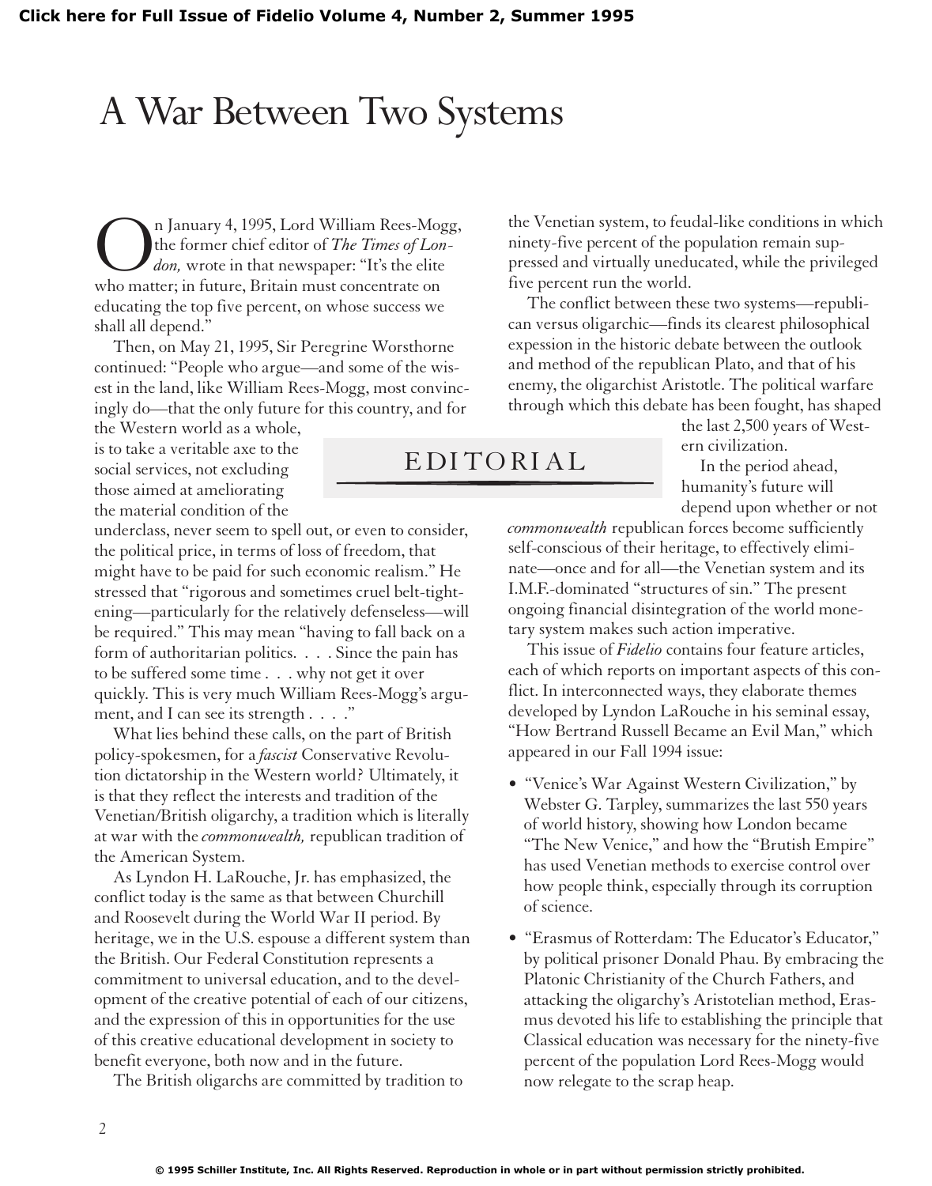# A War Between Two Systems

## EDITORIAL

On January 4, 1995, Lord William Rees-Mogg, the former chief editor of *The Times of London,* wrote in that newspaper: "It's the elite who matter; in future, Britain must concentrate on educating the top five percent, on whose success we shall all depend."

Then, on May 21, 1995, Sir Peregrine Worsthorne continued: "People who argue—and some of the wisest in the land, like William Rees-Mogg, most convincingly do—that the only future for this country, and for the Western world as a whole, is to take a veritable axe to the social services, not excluding those aimed at ameliorating the material condition of the underclass, never seem to spell out, or even to consider, the political price, in terms of loss of freedom, that might have to be paid for such economic realism." He stressed that "rigorous and sometimes cruel belt-tightening—particularly for the relatively defenseless—will be required." This may mean "having to fall back on a form of authoritarian politics. . . . Since the pain has to be suffered some time . . . why not get it over quickly. This is very much William Rees-Mogg's argument, and I can see its strength . . . ."

What lies behind these calls, on the part of British policy-spokesmen, for a *fascist* Conservative Revolution dictatorship in the Western world? Ultimately, it is that they reflect the interests and tradition of the Venetian/British oligarchy, a tradition which is literally at war with the *commonwealth,* republican tradition of the American System.

As Lyndon H. LaRouche, Jr. has emphasized, the conflict today is the same as that between Churchill and Roosevelt during the World War II period. By heritage, we in the U.S. espouse a different system than the British. Our Federal Constitution represents a commitment to universal education, and to the development of the creative potential of each of our citizens, and the expression of this in opportunities for the use of this creative educational development in society to benefit everyone, both now and in the future.

The British oligarchs are committed by tradition to the Venetian system, to feudal-like conditions in which ninety-five percent of the population remain suppressed and virtually uneducated, while the privileged five percent run the world.

The conflict between these two systems—republican versus oligarchic—finds its clearest philosophical expession in the historic debate between the outlook and method of the republican Plato, and that of his enemy, the oligarchist Aristotle. The political warfare through which this debate has been fought, has shaped the last 2,500 years of Western civilization.

In the period ahead, humanity's future will depend upon whether or not *commonwealth* republican forces become sufficiently self-conscious of their heritage, to effectively eliminate—once and for all—the Venetian system and its I.M.F.-dominated "structures of sin." The present ongoing financial disintegration of the world monetary system makes such action imperative.

This issue of *Fidelio* contains four feature articles, each of which reports on important aspects of this conflict. In interconnected ways, they elaborate themes developed by Lyndon LaRouche in his seminal essay, "How Bertrand Russell Became an Evil Man," which appeared in our Fall 1994 issue:

- "Venice's War Against Western Civilization," by Webster G. Tarpley, summarizes the last 550 years of world history, showing how London became "The New Venice," and how the "Brutish Empire" has used Venetian methods to exercise control over how people think, especially through its corruption of science.

- "Erasmus of Rotterdam: The Educator's Educator," by political prisoner Donald Phau. By embracing the Platonic Christianity of the Church Fathers, and attacking the oligarchy's Aristotelian method, Erasmus devoted his life to establishing the principle that Classical education was necessary for the ninety-five percent of the population Lord Rees-Mogg would now relegate to the scrap heap.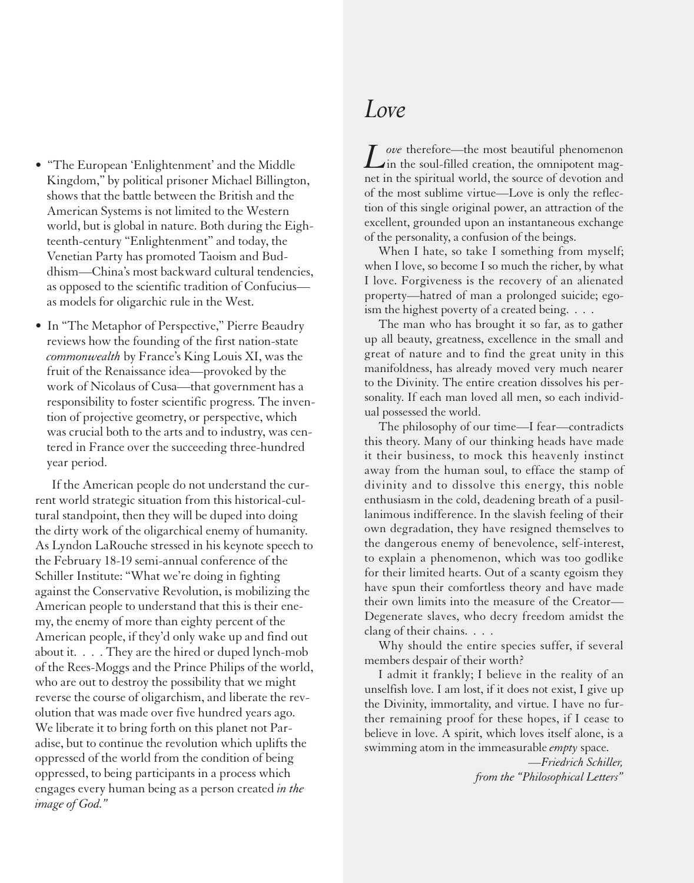- "The European 'Enlightenment' and the Middle Kingdom," by political prisoner Michael Billington, shows that the battle between the British and the American Systems is not limited to the Western world, but is global in nature. Both during the Eighteenth-century "Enlightenment" and today, the Venetian Party has promoted Taoism and Buddhism—China's most backward cultural tendencies, as opposed to the scientific tradition of Confucius—as models for oligarchic rule in the West.

- In "The Metaphor of Perspective," Pierre Beaudry reviews how the founding of the first nation-state *commonwealth* by France's King Louis XI, was the fruit of the Renaissance idea—provoked by the work of Nicolaus of Cusa—that government has a responsibility to foster scientific progress. The invention of projective geometry, or perspective, which was crucial both to the arts and to industry, was centered in France over the succeeding three-hundred year period.

If the American people do not understand the current world strategic situation from this historical-cultural standpoint, then they will be duped into doing the dirty work of the oligarchical enemy of humanity. As Lyndon LaRouche stressed in his keynote speech to the February 18-19 semi-annual conference of the Schiller Institute: "What we're doing in fighting against the Conservative Revolution, is mobilizing the American people to understand that this is their enemy, the enemy of more than eighty percent of the American people, if they'd only wake up and find out about it. . . . They are the hired or duped lynch-mob of the Rees-Moggs and the Prince Philips of the world, who are out to destroy the possibility that we might reverse the course of oligarchism, and liberate the revolution that was made over five hundred years ago. We liberate it to bring forth on this planet not Paradise, but to continue the revolution which uplifts the oppressed of the world from the condition of being oppressed, to being participants in a process which engages every human being as a person created *in the image of God.*"

# *Love*

*Love* therefore—the most beautiful phenomenon in the soul-filled creation, the omnipotent magnet in the spiritual world, the source of devotion and of the most sublime virtue—Love is only the reflection of this single original power, an attraction of the excellent, grounded upon an instantaneous exchange of the personality, a confusion of the beings.

When I hate, so take I something from myself; when I love, so become I so much the richer, by what I love. Forgiveness is the recovery of an alienated property—hatred of man a prolonged suicide; egoism the highest poverty of a created being. . . .

The man who has brought it so far, as to gather up all beauty, greatness, excellence in the small and great of nature and to find the great unity in this manifoldness, has already moved very much nearer to the Divinity. The entire creation dissolves his personality. If each man loved all men, so each individual possessed the world.

The philosophy of our time—I fear—contradicts this theory. Many of our thinking heads have made it their business, to mock this heavenly instinct away from the human soul, to efface the stamp of divinity and to dissolve this energy, this noble enthusiasm in the cold, deadening breath of a pusillanimous indifference. In the slavish feeling of their own degradation, they have resigned themselves to the dangerous enemy of benevolence, self-interest, to explain a phenomenon, which was too godlike for their limited hearts. Out of a scanty egoism they have spun their comfortless theory and have made their own limits into the measure of the Creator—Degenerate slaves, who decry freedom amidst the clang of their chains. . . .

Why should the entire species suffer, if several members despair of their worth?

I admit it frankly; I believe in the reality of an unselfish love. I am lost, if it does not exist, I give up the Divinity, immortality, and virtue. I have no further remaining proof for these hopes, if I cease to believe in love. A spirit, which loves itself alone, is a swimming atom in the immeasurable *empty* space.

*—Friedrich Schiller, from the "Philosophical Letters"*